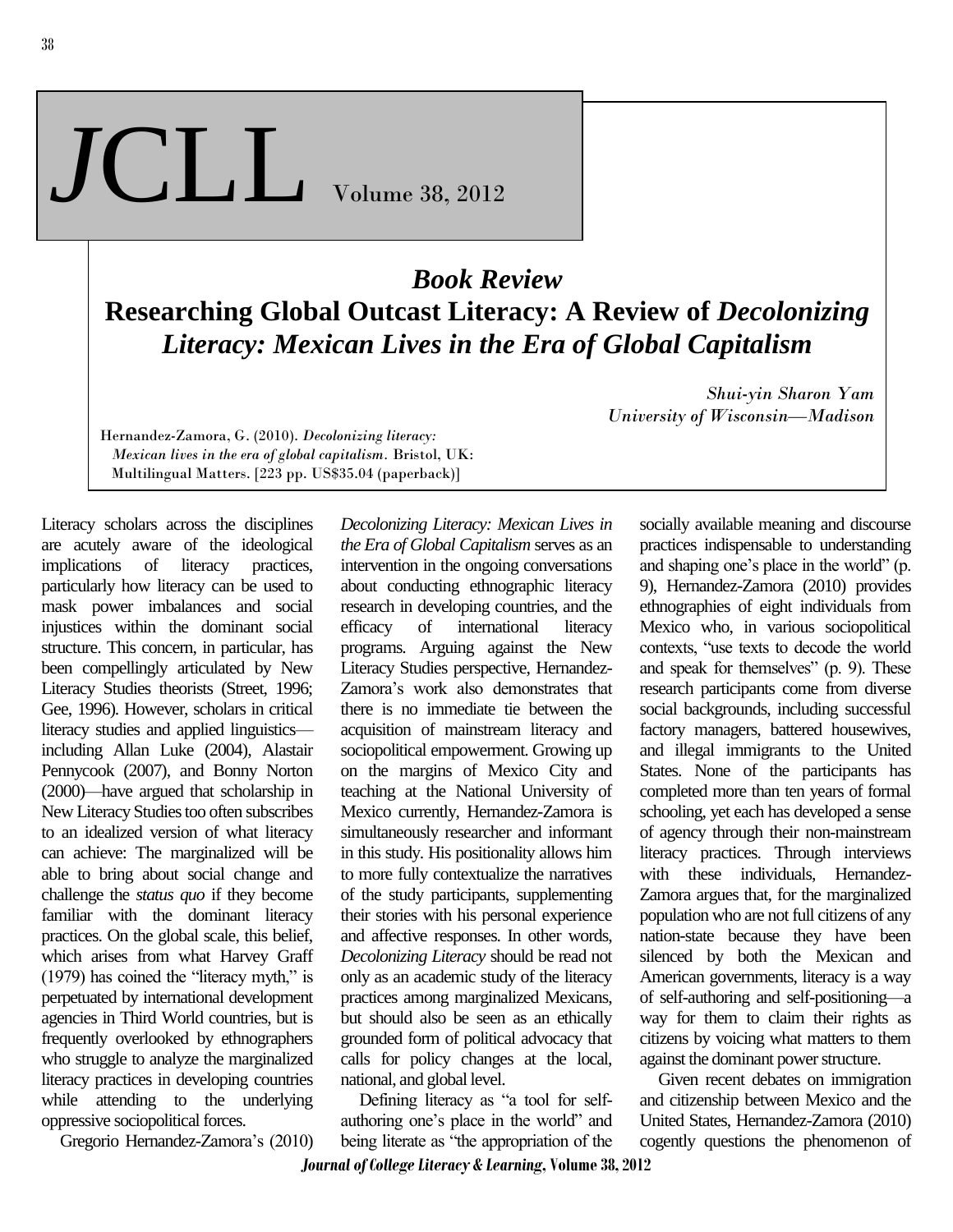## Book Review

# Researching Global Outcast Literacy: A Review of *Decolonizing Literacy: Mexican Lives in the Era of Global Capitalism*

*Shui-yin Sharon Yam*
*University of Wisconsin—Madison*

Hernandez-Zamora, G. (2010). *Decolonizing literacy: Mexican lives in the era of global capitalism*. Bristol, UK: Multilingual Matters. [223 pp. US$35.04 (paperback)]

Literacy scholars across the disciplines are acutely aware of the ideological implications of literacy practices, particularly how literacy can be used to mask power imbalances and social injustices within the dominant social structure. This concern, in particular, has been compellingly articulated by New Literacy Studies theorists (Street, 1996; Gee, 1996). However, scholars in critical literacy studies and applied linguistics—including Allan Luke (2004), Alastair Pennycook (2007), and Bonny Norton (2000)—have argued that scholarship in New Literacy Studies too often subscribes to an idealized version of what literacy can achieve: The marginalized will be able to bring about social change and challenge the *status quo* if they become familiar with the dominant literacy practices. On the global scale, this belief, which arises from what Harvey Graff (1979) has coined the "literacy myth," is perpetuated by international development agencies in Third World countries, but is frequently overlooked by ethnographers who struggle to analyze the marginalized literacy practices in developing countries while attending to the underlying oppressive sociopolitical forces.

Gregorio Hernandez-Zamora's (2010) *Decolonizing Literacy: Mexican Lives in the Era of Global Capitalism* serves as an intervention in the ongoing conversations about conducting ethnographic literacy research in developing countries, and the efficacy of international literacy programs. Arguing against the New Literacy Studies perspective, Hernandez-Zamora's work also demonstrates that there is no immediate tie between the acquisition of mainstream literacy and sociopolitical empowerment. Growing up on the margins of Mexico City and teaching at the National University of Mexico currently, Hernandez-Zamora is simultaneously researcher and informant in this study. His positionality allows him to more fully contextualize the narratives of the study participants, supplementing their stories with his personal experience and affective responses. In other words, *Decolonizing Literacy* should be read not only as an academic study of the literacy practices among marginalized Mexicans, but should also be seen as an ethically grounded form of political advocacy that calls for policy changes at the local, national, and global level.

Defining literacy as "a tool for self-authoring one's place in the world" and being literate as "the appropriation of the socially available meaning and discourse practices indispensable to understanding and shaping one's place in the world" (p. 9), Hernandez-Zamora (2010) provides ethnographies of eight individuals from Mexico who, in various sociopolitical contexts, "use texts to decode the world and speak for themselves" (p. 9). These research participants come from diverse social backgrounds, including successful factory managers, battered housewives, and illegal immigrants to the United States. None of the participants has completed more than ten years of formal schooling, yet each has developed a sense of agency through their non-mainstream literacy practices. Through interviews with these individuals, Hernandez-Zamora argues that, for the marginalized population who are not full citizens of any nation-state because they have been silenced by both the Mexican and American governments, literacy is a way of self-authoring and self-positioning—a way for them to claim their rights as citizens by voicing what matters to them against the dominant power structure.

Given recent debates on immigration and citizenship between Mexico and the United States, Hernandez-Zamora (2010) cogently questions the phenomenon of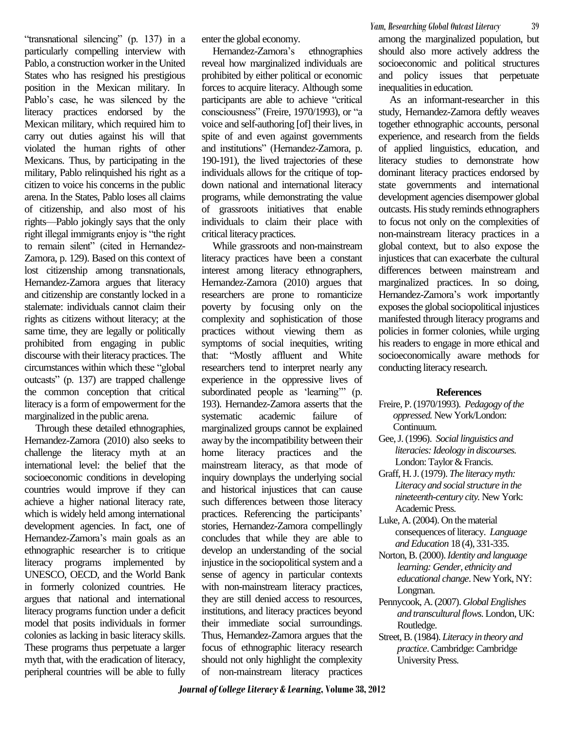"transnational silencing" (p. 137) in a particularly compelling interview with Pablo, a construction worker in the United States who has resigned his prestigious position in the Mexican military. In Pablo's case, he was silenced by the literacy practices endorsed by the Mexican military, which required him to carry out duties against his will that violated the human rights of other Mexicans. Thus, by participating in the military, Pablo relinquished his right as a citizen to voice his concerns in the public arena. In the States, Pablo loses all claims of citizenship, and also most of his rights—Pablo jokingly says that the only right illegal immigrants enjoy is "the right to remain silent" (cited in Hernandez-Zamora, p. 129). Based on this context of lost citizenship among transnationals, Hernandez-Zamora argues that literacy and citizenship are constantly locked in a stalemate: individuals cannot claim their rights as citizens without literacy; at the same time, they are legally or politically prohibited from engaging in public discourse with their literacy practices. The circumstances within which these "global outcasts" (p. 137) are trapped challenge the common conception that critical literacy is a form of empowerment for the marginalized in the public arena.

Through these detailed ethnographies, Hernandez-Zamora (2010) also seeks to challenge the literacy myth at an international level: the belief that the socioeconomic conditions in developing countries would improve if they can achieve a higher national literacy rate, which is widely held among international development agencies. In fact, one of Hernandez-Zamora's main goals as an ethnographic researcher is to critique literacy programs implemented by UNESCO, OECD, and the World Bank in formerly colonized countries. He argues that national and international literacy programs function under a deficit model that posits individuals in former colonies as lacking in basic literacy skills. These programs thus perpetuate a larger myth that, with the eradication of literacy, peripheral countries will be able to fully enter the global economy.

Hernandez-Zamora's ethnographies reveal how marginalized individuals are prohibited by either political or economic forces to acquire literacy. Although some participants are able to achieve "critical consciousness" (Freire, 1970/1993), or "a voice and self-authoring [of] their lives, in spite of and even against governments and institutions" (Hernandez-Zamora, p. 190-191), the lived trajectories of these individuals allows for the critique of top-down national and international literacy programs, while demonstrating the value of grassroots initiatives that enable individuals to claim their place with critical literacy practices.

While grassroots and non-mainstream literacy practices have been a constant interest among literacy ethnographers, Hernandez-Zamora (2010) argues that researchers are prone to romanticize poverty by focusing only on the complexity and sophistication of those practices without viewing them as symptoms of social inequities, writing that: "Mostly affluent and White researchers tend to interpret nearly any experience in the oppressive lives of subordinated people as 'learning'" (p. 193). Hernandez-Zamora asserts that the systematic academic failure of marginalized groups cannot be explained away by the incompatibility between their home literacy practices and the mainstream literacy, as that mode of inquiry downplays the underlying social and historical injustices that can cause such differences between those literacy practices. Referencing the participants' stories, Hernandez-Zamora compellingly concludes that while they are able to develop an understanding of the social injustice in the sociopolitical system and a sense of agency in particular contexts with non-mainstream literacy practices, they are still denied access to resources, institutions, and literacy practices beyond their immediate social surroundings. Thus, Hernandez-Zamora argues that the focus of ethnographic literacy research should not only highlight the complexity of non-mainstream literacy practices among the marginalized population, but should also more actively address the socioeconomic and political structures and policy issues that perpetuate inequalities in education.

As an informant-researcher in this study, Hernandez-Zamora deftly weaves together ethnographic accounts, personal experience, and research from the fields of applied linguistics, education, and literacy studies to demonstrate how dominant literacy practices endorsed by state governments and international development agencies disempower global outcasts. His study reminds ethnographers to focus not only on the complexities of non-mainstream literacy practices in a global context, but to also expose the injustices that can exacerbate the cultural differences between mainstream and marginalized practices. In so doing, Hernandez-Zamora's work importantly exposes the global sociopolitical injustices manifested through literacy programs and policies in former colonies, while urging his readers to engage in more ethical and socioeconomically aware methods for conducting literacy research.

## References

Freire, P. (1970/1993). *Pedagogy of the oppressed.* New York/London: Continuum.

Gee, J. (1996). *Social linguistics and literacies: Ideology in discourses.* London: Taylor & Francis.

Graff, H. J. (1979). *The literacy myth: Literacy and social structure in the nineteenth-century city.* New York: Academic Press.

Luke, A. (2004). On the material consequences of literacy. *Language and Education* 18 (4), 331-335.

Norton, B. (2000). *Identity and language learning: Gender, ethnicity and educational change*. New York, NY: Longman.

Pennycook, A. (2007). *Global Englishes and transcultural flows.* London, UK: Routledge.

Street, B. (1984). *Literacy in theory and practice*. Cambridge: Cambridge University Press.